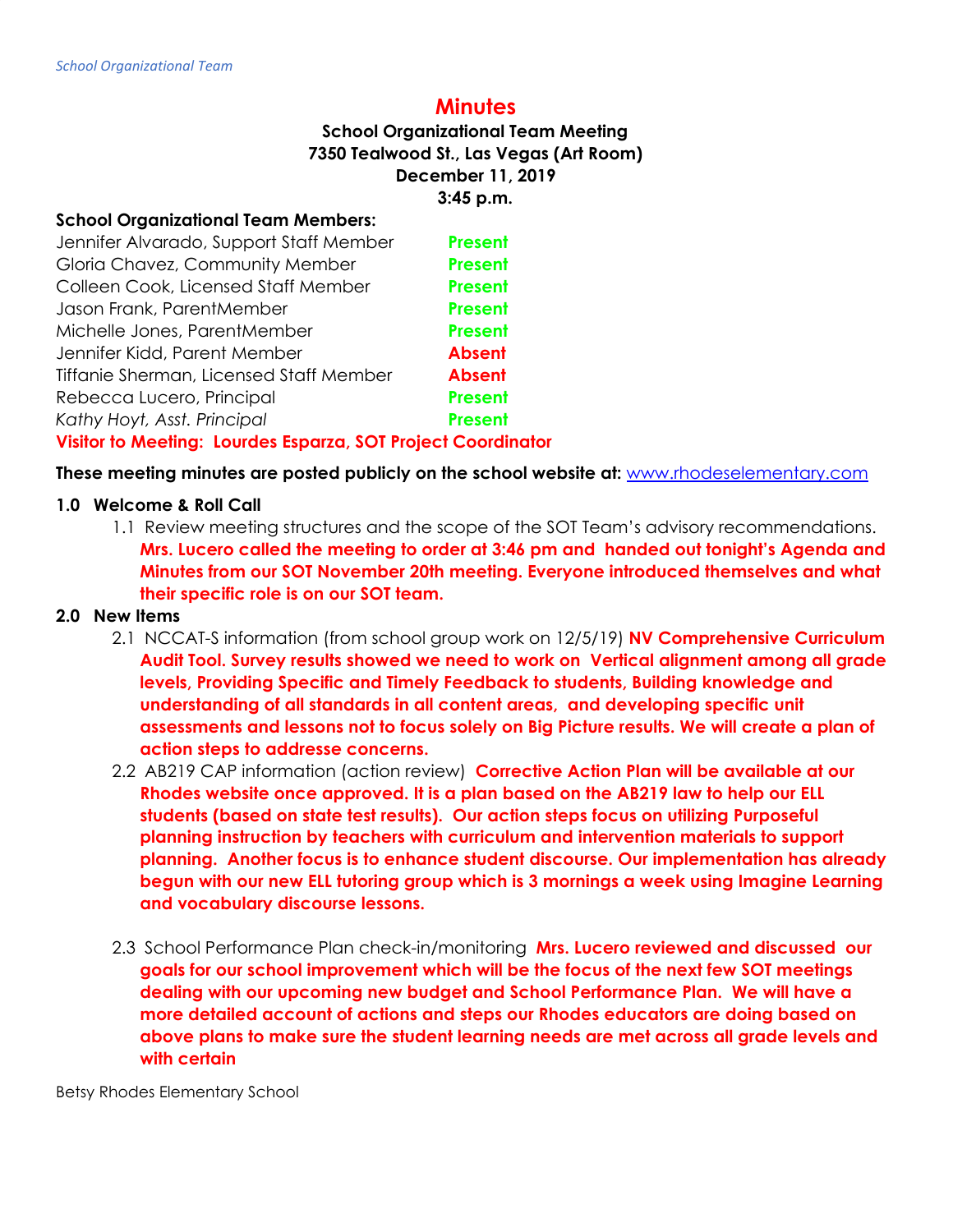# Minutes

**School Organizational Team Meeting**
**7350 Tealwood St., Las Vegas (Art Room)**
**December 11, 2019**
**3:45 p.m.**

**School Organizational Team Members:**

| | |
|---|---|
| Jennifer Alvarado, Support Staff Member | **Present** |
| Gloria Chavez, Community Member | **Present** |
| Colleen Cook, Licensed Staff Member | **Present** |
| Jason Frank, ParentMember | **Present** |
| Michelle Jones, ParentMember | **Present** |
| Jennifer Kidd, Parent Member | **Absent** |
| Tiffanie Sherman, Licensed Staff Member | **Absent** |
| Rebecca Lucero, Principal | **Present** |
| *Kathy Hoyt, Asst. Principal* | **Present** |

**Visitor to Meeting: Lourdes Esparza, SOT Project Coordinator**

**These meeting minutes are posted publicly on the school website at:** www.rhodeselementary.com

**1.0 Welcome & Roll Call**

1.1 Review meeting structures and the scope of the SOT Team's advisory recommendations. **Mrs. Lucero called the meeting to order at 3:46 pm and handed out tonight's Agenda and Minutes from our SOT November 20th meeting. Everyone introduced themselves and what their specific role is on our SOT team.**

**2.0 New Items**

2.1 NCCAT-S information (from school group work on 12/5/19) **NV Comprehensive Curriculum Audit Tool. Survey results showed we need to work on Vertical alignment among all grade levels, Providing Specific and Timely Feedback to students, Building knowledge and understanding of all standards in all content areas, and developing specific unit assessments and lessons not to focus solely on Big Picture results. We will create a plan of action steps to addresse concerns.**

2.2 AB219 CAP information (action review) **Corrective Action Plan will be available at our Rhodes website once approved. It is a plan based on the AB219 law to help our ELL students (based on state test results). Our action steps focus on utilizing Purposeful planning instruction by teachers with curriculum and intervention materials to support planning. Another focus is to enhance student discourse. Our implementation has already begun with our new ELL tutoring group which is 3 mornings a week using Imagine Learning and vocabulary discourse lessons.**

2.3 School Performance Plan check-in/monitoring **Mrs. Lucero reviewed and discussed our goals for our school improvement which will be the focus of the next few SOT meetings dealing with our upcoming new budget and School Performance Plan. We will have a more detailed account of actions and steps our Rhodes educators are doing based on above plans to make sure the student learning needs are met across all grade levels and with certain**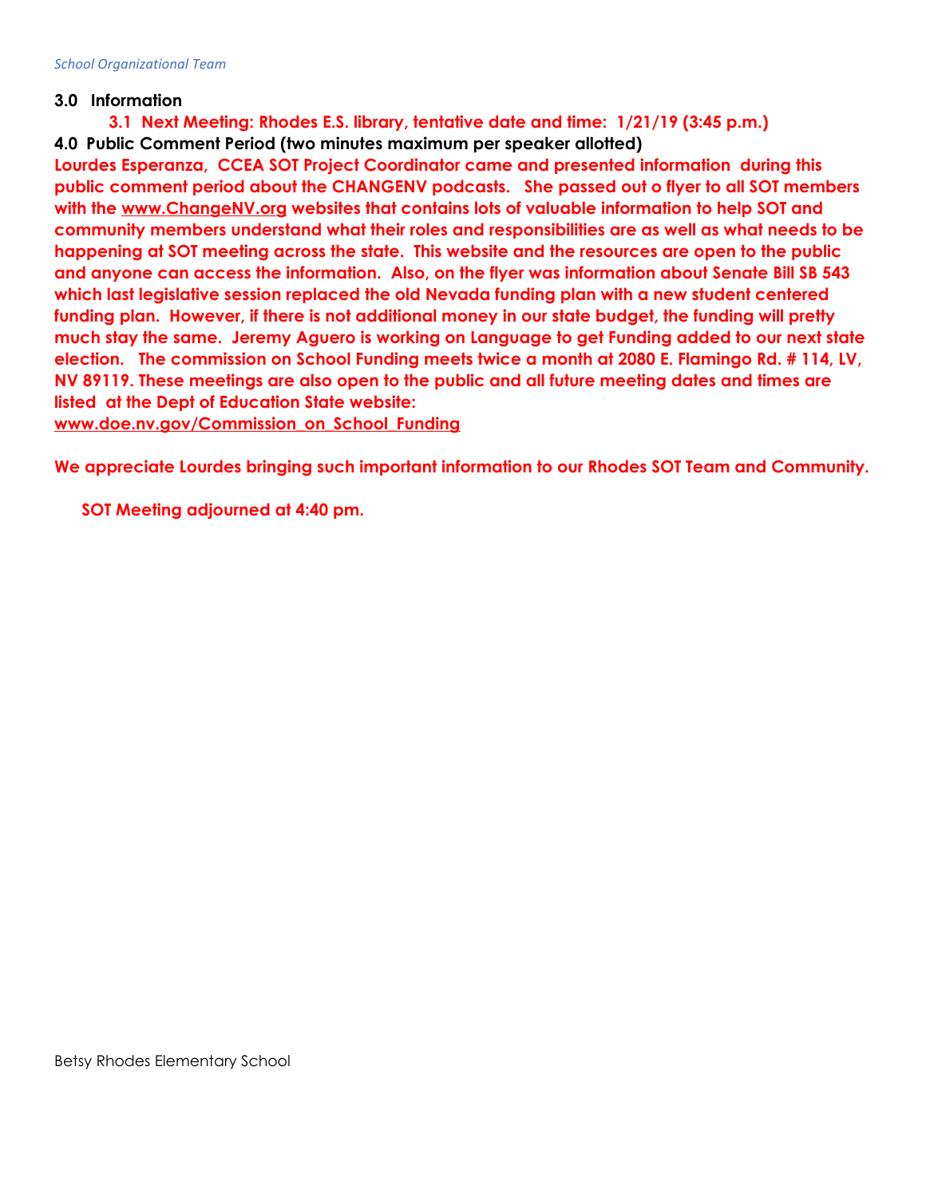**3.0 Information**

**3.1 Next Meeting: Rhodes E.S. library, tentative date and time: 1/21/19 (3:45 p.m.)**

**4.0 Public Comment Period (two minutes maximum per speaker allotted)**

**Lourdes Esperanza, CCEA SOT Project Coordinator came and presented information during this public comment period about the CHANGENV podcasts. She passed out o flyer to all SOT members with the www.ChangeNV.org websites that contains lots of valuable information to help SOT and community members understand what their roles and responsibilities are as well as what needs to be happening at SOT meeting across the state. This website and the resources are open to the public and anyone can access the information. Also, on the flyer was information about Senate Bill SB 543 which last legislative session replaced the old Nevada funding plan with a new student centered funding plan. However, if there is not additional money in our state budget, the funding will pretty much stay the same. Jeremy Aguero is working on Language to get Funding added to our next state election. The commission on School Funding meets twice a month at 2080 E. Flamingo Rd. # 114, LV, NV 89119. These meetings are also open to the public and all future meeting dates and times are listed at the Dept of Education State website: www.doe.nv.gov/Commission_on_School_Funding**

**We appreciate Lourdes bringing such important information to our Rhodes SOT Team and Community.**

**SOT Meeting adjourned at 4:40 pm.**